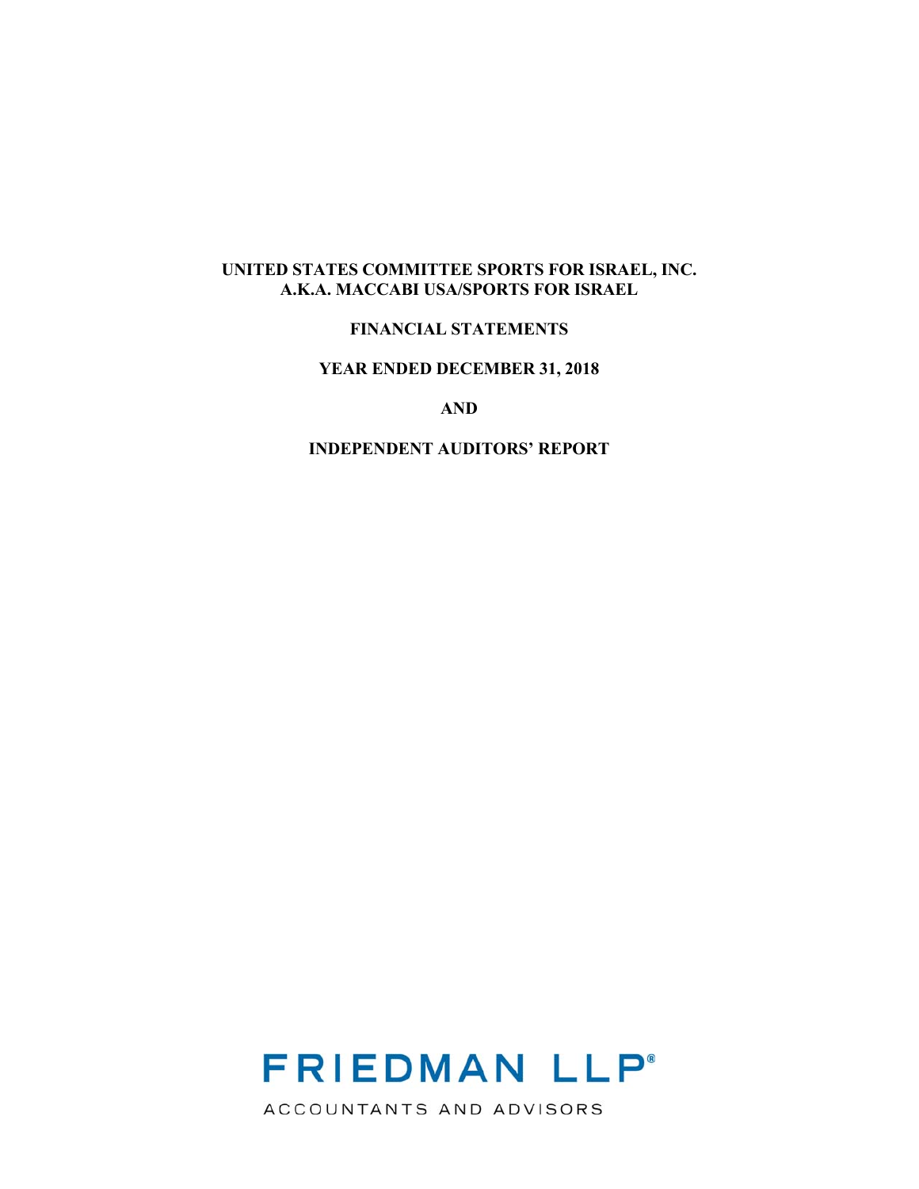# UNITED STATES COMMITTEE SPORTS FOR ISRAEL, INC.
# A.K.A. MACCABI USA/SPORTS FOR ISRAEL

## FINANCIAL STATEMENTS

## YEAR ENDED DECEMBER 31, 2018

## AND

## INDEPENDENT AUDITORS' REPORT

FRIEDMAN LLP®

ACCOUNTANTS AND ADVISORS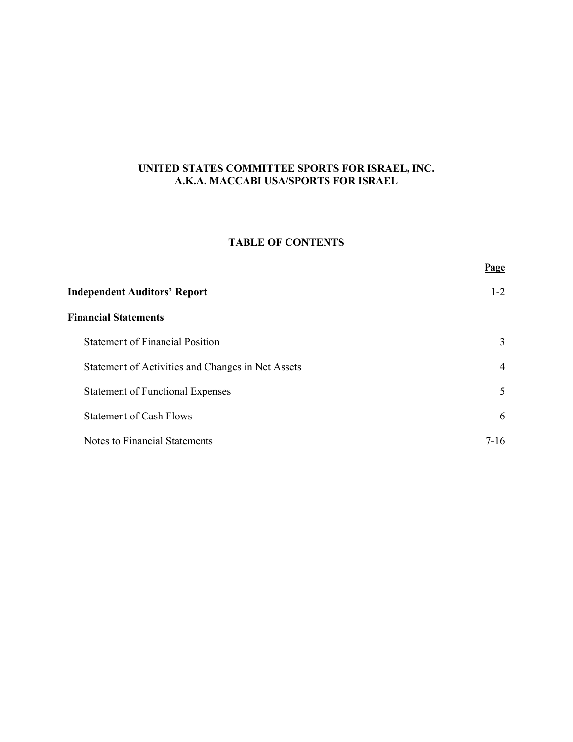# UNITED STATES COMMITTEE SPORTS FOR ISRAEL, INC.
# A.K.A. MACCABI USA/SPORTS FOR ISRAEL

## TABLE OF CONTENTS

| | Page |
|---|---|
| **Independent Auditors' Report** | 1-2 |
| **Financial Statements** | |
| Statement of Financial Position | 3 |
| Statement of Activities and Changes in Net Assets | 4 |
| Statement of Functional Expenses | 5 |
| Statement of Cash Flows | 6 |
| Notes to Financial Statements | 7-16 |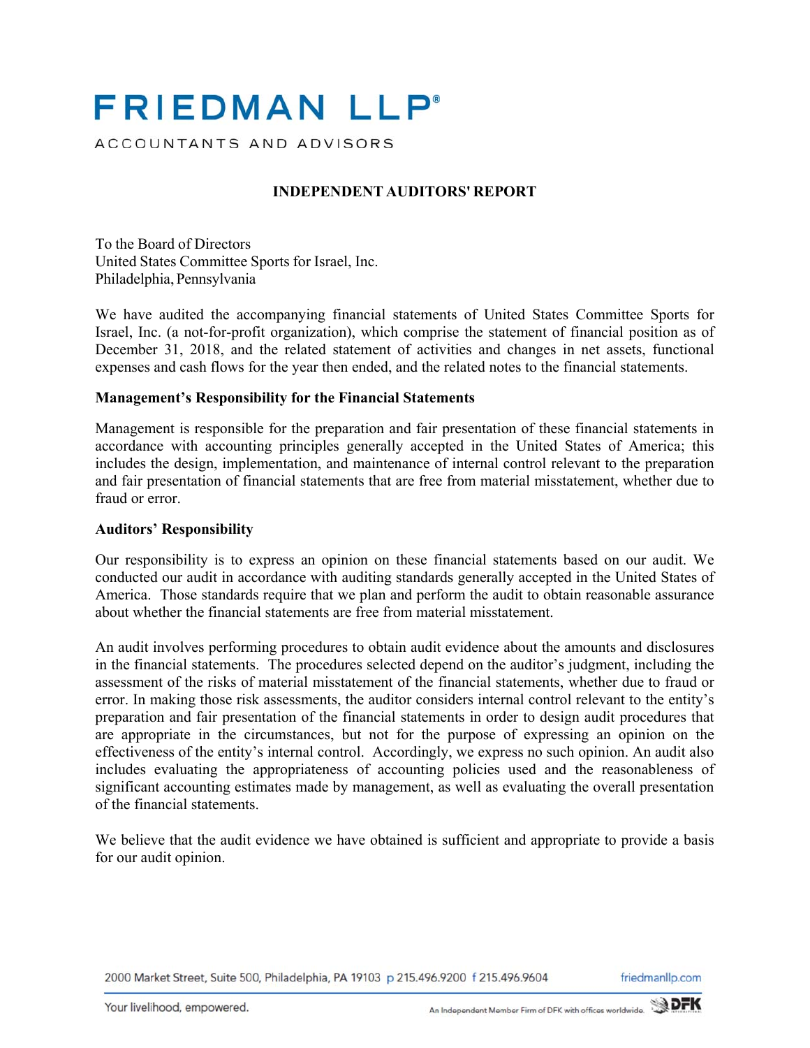# FRIEDMAN LLP®

ACCOUNTANTS AND ADVISORS

## INDEPENDENT AUDITORS' REPORT

To the Board of Directors
United States Committee Sports for Israel, Inc.
Philadelphia, Pennsylvania

We have audited the accompanying financial statements of United States Committee Sports for Israel, Inc. (a not-for-profit organization), which comprise the statement of financial position as of December 31, 2018, and the related statement of activities and changes in net assets, functional expenses and cash flows for the year then ended, and the related notes to the financial statements.

### Management's Responsibility for the Financial Statements

Management is responsible for the preparation and fair presentation of these financial statements in accordance with accounting principles generally accepted in the United States of America; this includes the design, implementation, and maintenance of internal control relevant to the preparation and fair presentation of financial statements that are free from material misstatement, whether due to fraud or error.

### Auditors' Responsibility

Our responsibility is to express an opinion on these financial statements based on our audit. We conducted our audit in accordance with auditing standards generally accepted in the United States of America. Those standards require that we plan and perform the audit to obtain reasonable assurance about whether the financial statements are free from material misstatement.

An audit involves performing procedures to obtain audit evidence about the amounts and disclosures in the financial statements. The procedures selected depend on the auditor's judgment, including the assessment of the risks of material misstatement of the financial statements, whether due to fraud or error. In making those risk assessments, the auditor considers internal control relevant to the entity's preparation and fair presentation of the financial statements in order to design audit procedures that are appropriate in the circumstances, but not for the purpose of expressing an opinion on the effectiveness of the entity's internal control. Accordingly, we express no such opinion. An audit also includes evaluating the appropriateness of accounting policies used and the reasonableness of significant accounting estimates made by management, as well as evaluating the overall presentation of the financial statements.

We believe that the audit evidence we have obtained is sufficient and appropriate to provide a basis for our audit opinion.

2000 Market Street, Suite 500, Philadelphia, PA 19103 p 215.496.9200 f 215.496.9604 friedmanllp.com

Your livelihood, empowered.

An Independent Member Firm of DFK with offices worldwide.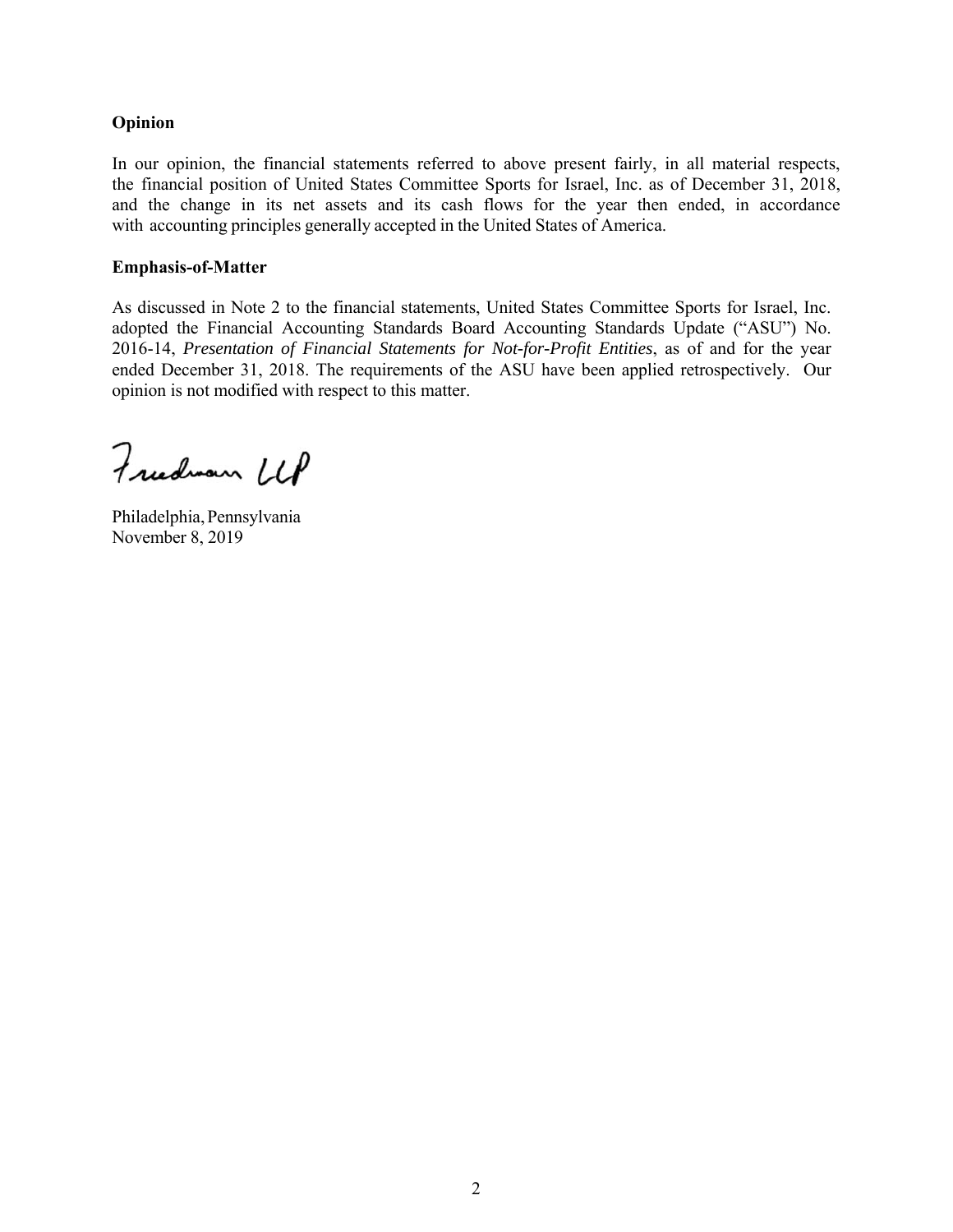**Opinion**

In our opinion, the financial statements referred to above present fairly, in all material respects, the financial position of United States Committee Sports for Israel, Inc. as of December 31, 2018, and the change in its net assets and its cash flows for the year then ended, in accordance with accounting principles generally accepted in the United States of America.

**Emphasis-of-Matter**

As discussed in Note 2 to the financial statements, United States Committee Sports for Israel, Inc. adopted the Financial Accounting Standards Board Accounting Standards Update ("ASU") No. 2016-14, *Presentation of Financial Statements for Not-for-Profit Entities*, as of and for the year ended December 31, 2018. The requirements of the ASU have been applied retrospectively. Our opinion is not modified with respect to this matter.

Friedman LLP

Philadelphia, Pennsylvania
November 8, 2019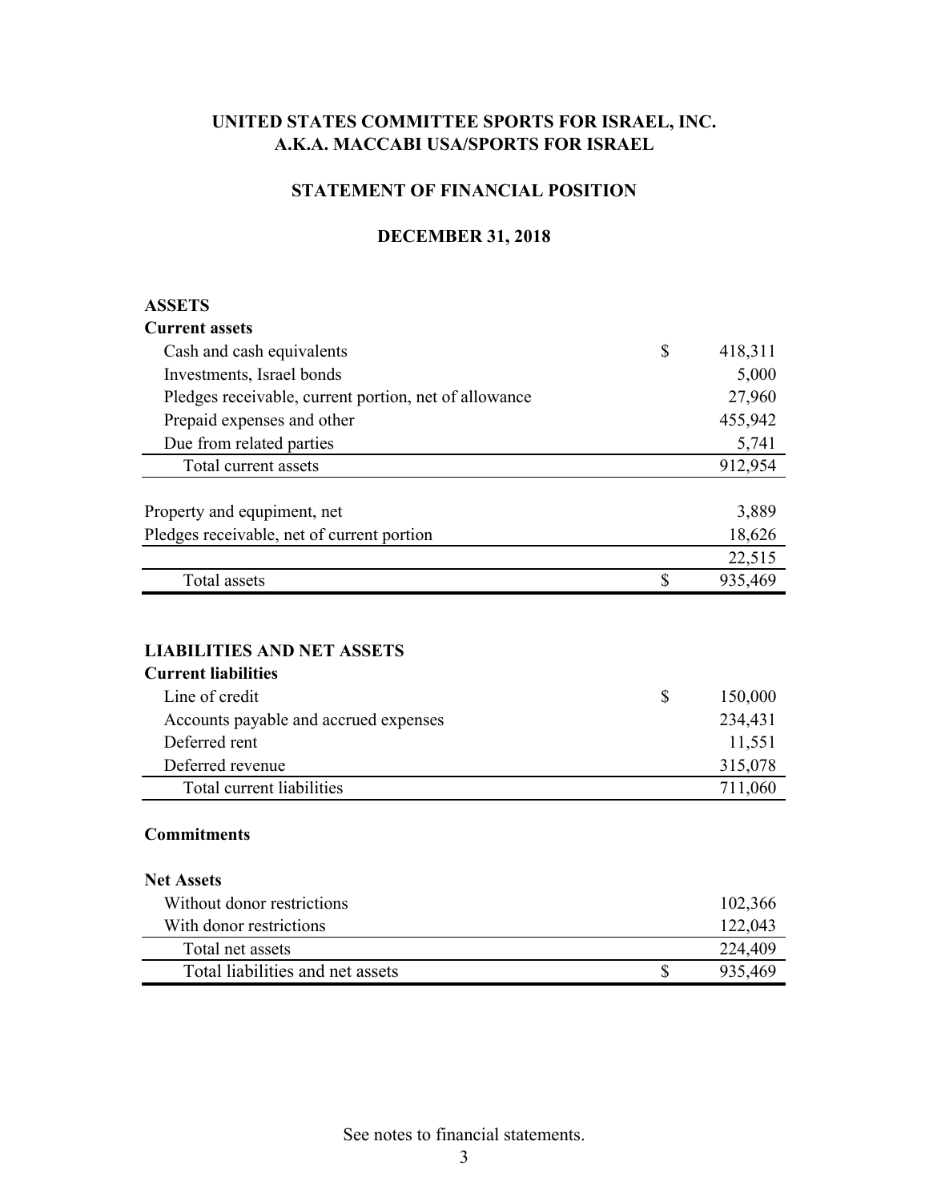**UNITED STATES COMMITTEE SPORTS FOR ISRAEL, INC.**
**A.K.A. MACCABI USA/SPORTS FOR ISRAEL**

**STATEMENT OF FINANCIAL POSITION**

**DECEMBER 31, 2018**

| | | |
|---|---|---|
| **ASSETS** | | |
| **Current assets** | | |
| Cash and cash equivalents | $ | 418,311 |
| Investments, Israel bonds | | 5,000 |
| Pledges receivable, current portion, net of allowance | | 27,960 |
| Prepaid expenses and other | | 455,942 |
| Due from related parties | | 5,741 |
| Total current assets | | 912,954 |
| | | |
| Property and equipment, net | | 3,889 |
| Pledges receivable, net of current portion | | 18,626 |
| | | 22,515 |
| Total assets | $ | 935,469 |
| | | |
| **LIABILITIES AND NET ASSETS** | | |
| **Current liabilities** | | |
| Line of credit | $ | 150,000 |
| Accounts payable and accrued expenses | | 234,431 |
| Deferred rent | | 11,551 |
| Deferred revenue | | 315,078 |
| Total current liabilities | | 711,060 |
| | | |
| **Commitments** | | |
| | | |
| **Net Assets** | | |
| Without donor restrictions | | 102,366 |
| With donor restrictions | | 122,043 |
| Total net assets | | 224,409 |
| Total liabilities and net assets | $ | 935,469 |

See notes to financial statements.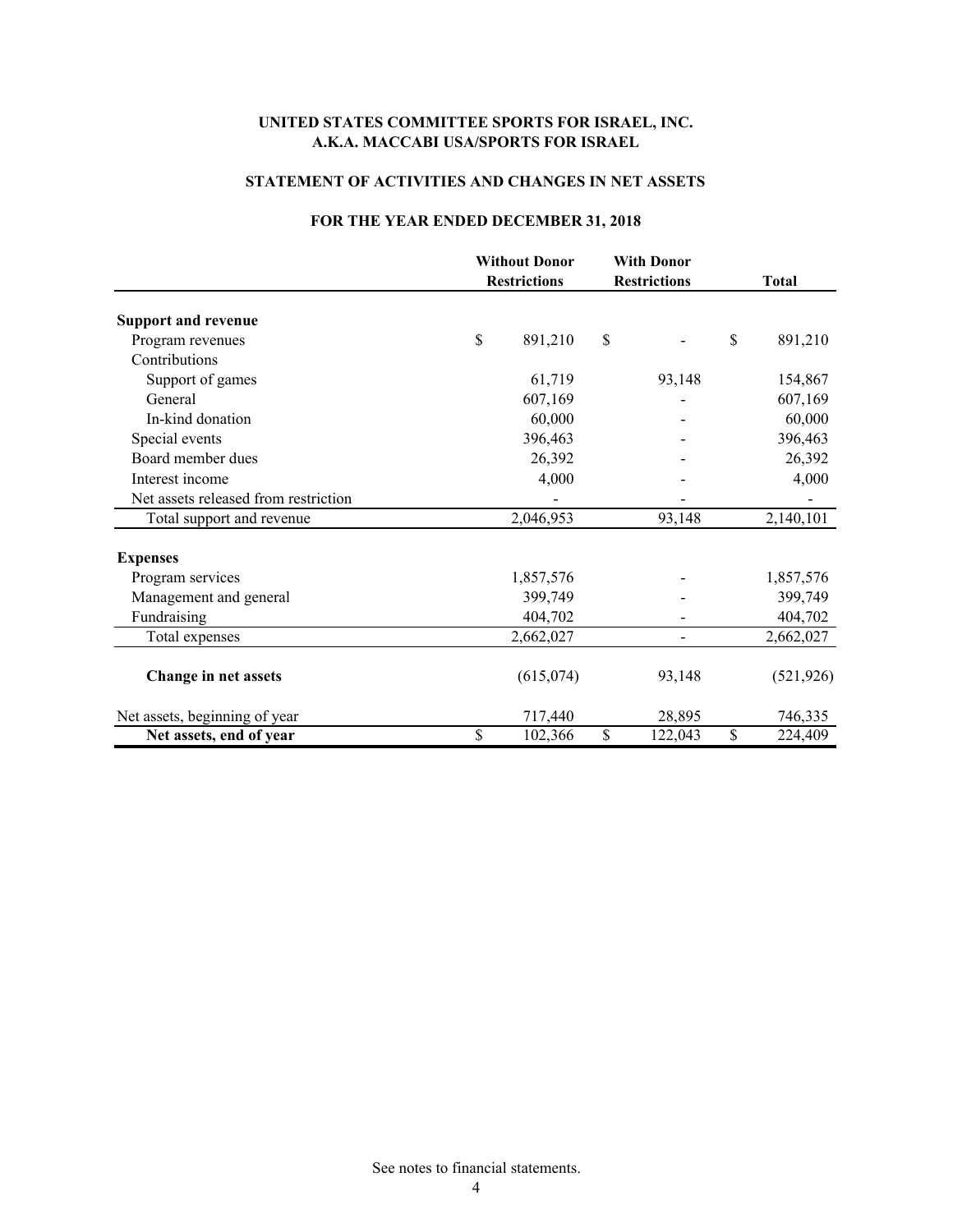**UNITED STATES COMMITTEE SPORTS FOR ISRAEL, INC.**
**A.K.A. MACCABI USA/SPORTS FOR ISRAEL**

**STATEMENT OF ACTIVITIES AND CHANGES IN NET ASSETS**

**FOR THE YEAR ENDED DECEMBER 31, 2018**

| | Without Donor Restrictions | With Donor Restrictions | Total |
|---|---|---|---|
| **Support and revenue** | | | |
| Program revenues | $ 891,210 | $ - | $ 891,210 |
| Contributions | | | |
| Support of games | 61,719 | 93,148 | 154,867 |
| General | 607,169 | - | 607,169 |
| In-kind donation | 60,000 | - | 60,000 |
| Special events | 396,463 | - | 396,463 |
| Board member dues | 26,392 | - | 26,392 |
| Interest income | 4,000 | - | 4,000 |
| Net assets released from restriction | - | - | - |
| Total support and revenue | 2,046,953 | 93,148 | 2,140,101 |
| **Expenses** | | | |
| Program services | 1,857,576 | - | 1,857,576 |
| Management and general | 399,749 | - | 399,749 |
| Fundraising | 404,702 | - | 404,702 |
| Total expenses | 2,662,027 | - | 2,662,027 |
| **Change in net assets** | (615,074) | 93,148 | (521,926) |
| Net assets, beginning of year | 717,440 | 28,895 | 746,335 |
| **Net assets, end of year** | $ 102,366 | $ 122,043 | $ 224,409 |

See notes to financial statements.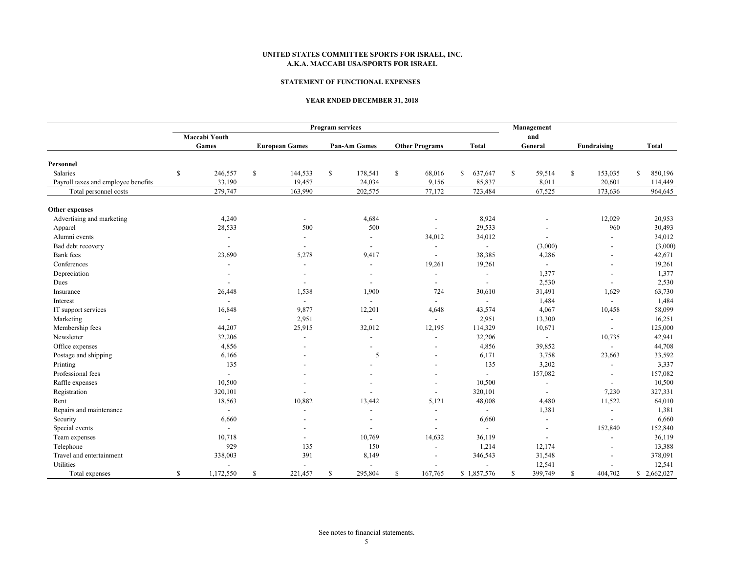**UNITED STATES COMMITTEE SPORTS FOR ISRAEL, INC.**
**A.K.A. MACCABI USA/SPORTS FOR ISRAEL**

**STATEMENT OF FUNCTIONAL EXPENSES**

**YEAR ENDED DECEMBER 31, 2018**

| | Program services | | | | | Management and General | Fundraising | Total |
|---|---|---|---|---|---|---|---|---|
| | Maccabi Youth Games | European Games | Pan-Am Games | Other Programs | Total | | | |
| **Personnel** | | | | | | | | |
| Salaries | $ 246,557 | $ 144,533 | $ 178,541 | $ 68,016 | $ 637,647 | $ 59,514 | $ 153,035 | $ 850,196 |
| Payroll taxes and employee benefits | 33,190 | 19,457 | 24,034 | 9,156 | 85,837 | 8,011 | 20,601 | 114,449 |
| Total personnel costs | 279,747 | 163,990 | 202,575 | 77,172 | 723,484 | 67,525 | 173,636 | 964,645 |
| **Other expenses** | | | | | | | | |
| Advertising and marketing | 4,240 | - | 4,684 | - | 8,924 | - | 12,029 | 20,953 |
| Apparel | 28,533 | 500 | 500 | - | 29,533 | - | 960 | 30,493 |
| Alumni events | - | - | - | 34,012 | 34,012 | - | - | 34,012 |
| Bad debt recovery | - | - | - | - | - | (3,000) | - | (3,000) |
| Bank fees | 23,690 | 5,278 | 9,417 | - | 38,385 | 4,286 | - | 42,671 |
| Conferences | - | - | - | 19,261 | 19,261 | - | - | 19,261 |
| Depreciation | - | - | - | - | - | 1,377 | - | 1,377 |
| Dues | - | - | - | - | - | 2,530 | - | 2,530 |
| Insurance | 26,448 | 1,538 | 1,900 | 724 | 30,610 | 31,491 | 1,629 | 63,730 |
| Interest | - | - | - | - | - | 1,484 | - | 1,484 |
| IT support services | 16,848 | 9,877 | 12,201 | 4,648 | 43,574 | 4,067 | 10,458 | 58,099 |
| Marketing | - | 2,951 | - | - | 2,951 | 13,300 | - | 16,251 |
| Membership fees | 44,207 | 25,915 | 32,012 | 12,195 | 114,329 | 10,671 | - | 125,000 |
| Newsletter | 32,206 | - | - | - | 32,206 | - | 10,735 | 42,941 |
| Office expenses | 4,856 | - | - | - | 4,856 | 39,852 | - | 44,708 |
| Postage and shipping | 6,166 | - | 5 | - | 6,171 | 3,758 | 23,663 | 33,592 |
| Printing | 135 | - | - | - | 135 | 3,202 | - | 3,337 |
| Professional fees | - | - | - | - | - | 157,082 | - | 157,082 |
| Raffle expenses | 10,500 | - | - | - | 10,500 | - | - | 10,500 |
| Registration | 320,101 | - | - | - | 320,101 | - | 7,230 | 327,331 |
| Rent | 18,563 | 10,882 | 13,442 | 5,121 | 48,008 | 4,480 | 11,522 | 64,010 |
| Repairs and maintenance | - | - | - | - | - | 1,381 | - | 1,381 |
| Security | 6,660 | - | - | - | 6,660 | - | - | 6,660 |
| Special events | - | - | - | - | - | - | 152,840 | 152,840 |
| Team expenses | 10,718 | - | 10,769 | 14,632 | 36,119 | - | - | 36,119 |
| Telephone | 929 | 135 | 150 | - | 1,214 | 12,174 | - | 13,388 |
| Travel and entertainment | 338,003 | 391 | 8,149 | - | 346,543 | 31,548 | - | 378,091 |
| Utilities | - | - | - | - | - | 12,541 | - | 12,541 |
| Total expenses | $ 1,172,550 | $ 221,457 | $ 295,804 | $ 167,765 | $ 1,857,576 | $ 399,749 | $ 404,702 | $ 2,662,027 |

See notes to financial statements.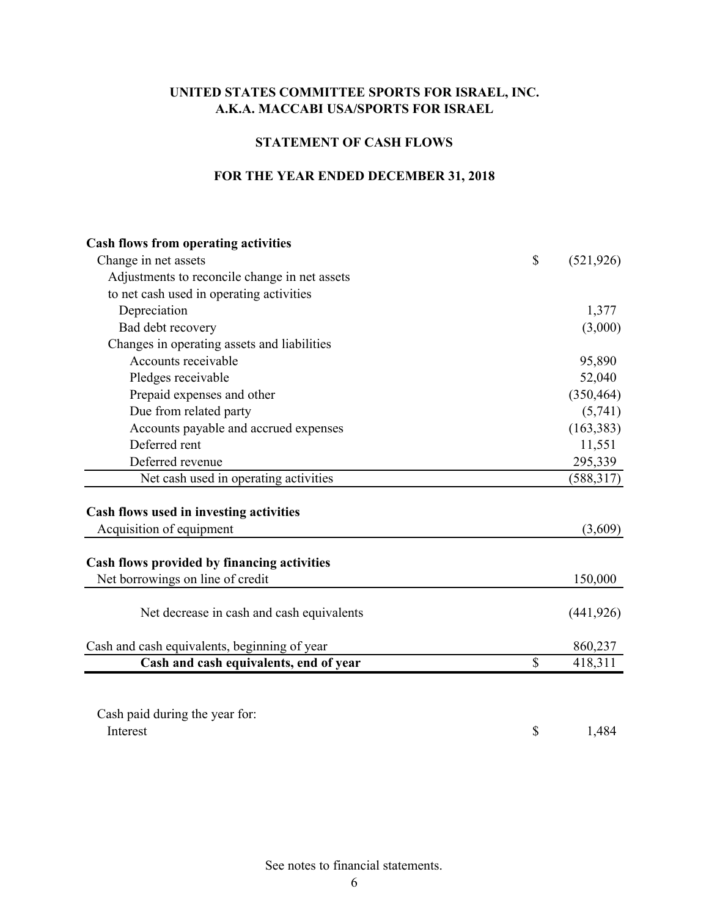# UNITED STATES COMMITTEE SPORTS FOR ISRAEL, INC.
## A.K.A. MACCABI USA/SPORTS FOR ISRAEL

### STATEMENT OF CASH FLOWS

### FOR THE YEAR ENDED DECEMBER 31, 2018

| | | |
|---|---|---|
| **Cash flows from operating activities** | | |
| Change in net assets | $ | (521,926) |
| Adjustments to reconcile change in net assets to net cash used in operating activities | | |
| Depreciation | | 1,377 |
| Bad debt recovery | | (3,000) |
| Changes in operating assets and liabilities | | |
| Accounts receivable | | 95,890 |
| Pledges receivable | | 52,040 |
| Prepaid expenses and other | | (350,464) |
| Due from related party | | (5,741) |
| Accounts payable and accrued expenses | | (163,383) |
| Deferred rent | | 11,551 |
| Deferred revenue | | 295,339 |
| Net cash used in operating activities | | (588,317) |
| **Cash flows used in investing activities** | | |
| Acquisition of equipment | | (3,609) |
| **Cash flows provided by financing activities** | | |
| Net borrowings on line of credit | | 150,000 |
| Net decrease in cash and cash equivalents | | (441,926) |
| Cash and cash equivalents, beginning of year | | 860,237 |
| **Cash and cash equivalents, end of year** | $ | 418,311 |
| Cash paid during the year for: | | |
| Interest | $ | 1,484 |

See notes to financial statements.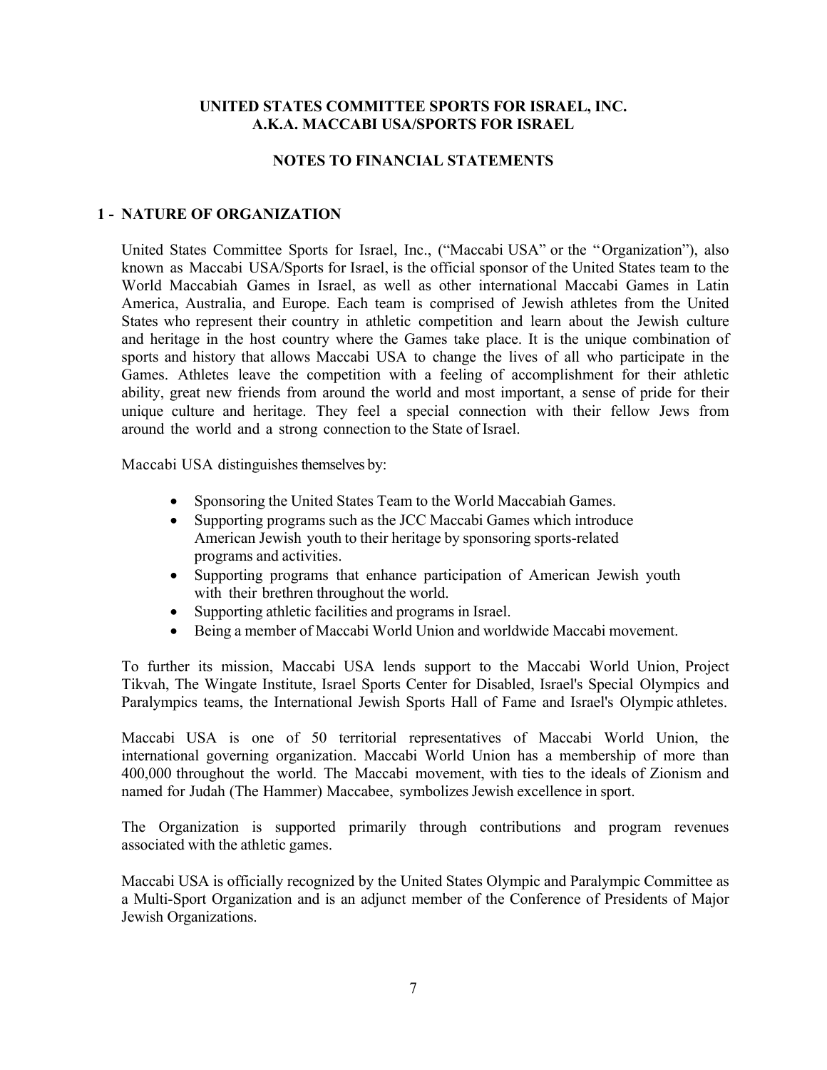**UNITED STATES COMMITTEE SPORTS FOR ISRAEL, INC.**
**A.K.A. MACCABI USA/SPORTS FOR ISRAEL**

**NOTES TO FINANCIAL STATEMENTS**

## 1 - NATURE OF ORGANIZATION

United States Committee Sports for Israel, Inc., ("Maccabi USA" or the "Organization"), also known as Maccabi USA/Sports for Israel, is the official sponsor of the United States team to the World Maccabiah Games in Israel, as well as other international Maccabi Games in Latin America, Australia, and Europe. Each team is comprised of Jewish athletes from the United States who represent their country in athletic competition and learn about the Jewish culture and heritage in the host country where the Games take place. It is the unique combination of sports and history that allows Maccabi USA to change the lives of all who participate in the Games. Athletes leave the competition with a feeling of accomplishment for their athletic ability, great new friends from around the world and most important, a sense of pride for their unique culture and heritage. They feel a special connection with their fellow Jews from around the world and a strong connection to the State of Israel.

Maccabi USA distinguishes themselves by:

- Sponsoring the United States Team to the World Maccabiah Games.
- Supporting programs such as the JCC Maccabi Games which introduce American Jewish youth to their heritage by sponsoring sports-related programs and activities.
- Supporting programs that enhance participation of American Jewish youth with their brethren throughout the world.
- Supporting athletic facilities and programs in Israel.
- Being a member of Maccabi World Union and worldwide Maccabi movement.

To further its mission, Maccabi USA lends support to the Maccabi World Union, Project Tikvah, The Wingate Institute, Israel Sports Center for Disabled, Israel's Special Olympics and Paralympics teams, the International Jewish Sports Hall of Fame and Israel's Olympic athletes.

Maccabi USA is one of 50 territorial representatives of Maccabi World Union, the international governing organization. Maccabi World Union has a membership of more than 400,000 throughout the world. The Maccabi movement, with ties to the ideals of Zionism and named for Judah (The Hammer) Maccabee, symbolizes Jewish excellence in sport.

The Organization is supported primarily through contributions and program revenues associated with the athletic games.

Maccabi USA is officially recognized by the United States Olympic and Paralympic Committee as a Multi-Sport Organization and is an adjunct member of the Conference of Presidents of Major Jewish Organizations.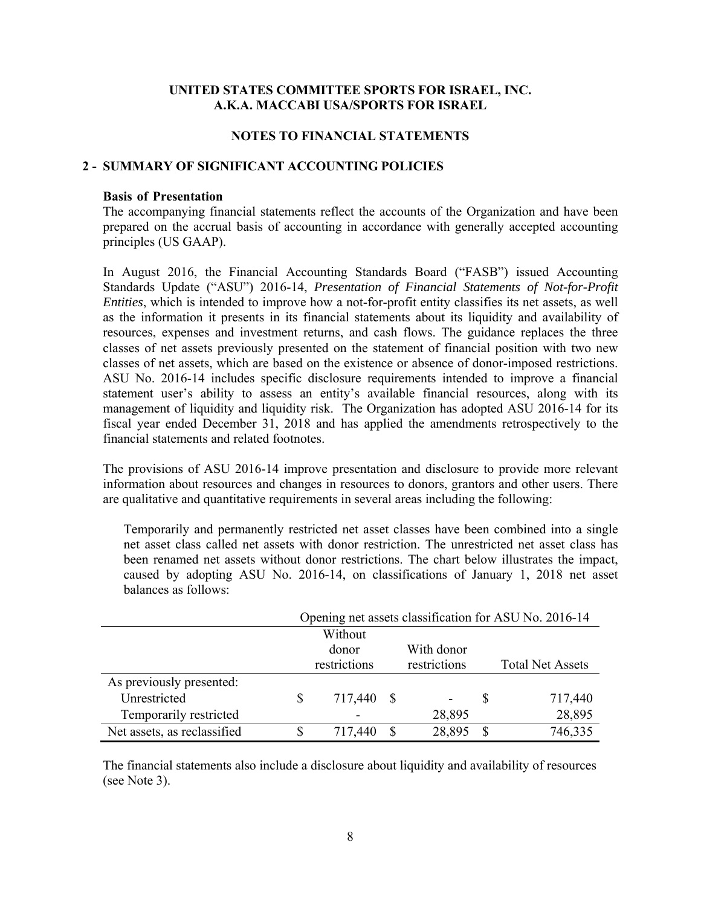**UNITED STATES COMMITTEE SPORTS FOR ISRAEL, INC.**
**A.K.A. MACCABI USA/SPORTS FOR ISRAEL**

**NOTES TO FINANCIAL STATEMENTS**

## 2 - SUMMARY OF SIGNIFICANT ACCOUNTING POLICIES

**Basis of Presentation**

The accompanying financial statements reflect the accounts of the Organization and have been prepared on the accrual basis of accounting in accordance with generally accepted accounting principles (US GAAP).

In August 2016, the Financial Accounting Standards Board ("FASB") issued Accounting Standards Update ("ASU") 2016-14, *Presentation of Financial Statements of Not-for-Profit Entities*, which is intended to improve how a not-for-profit entity classifies its net assets, as well as the information it presents in its financial statements about its liquidity and availability of resources, expenses and investment returns, and cash flows. The guidance replaces the three classes of net assets previously presented on the statement of financial position with two new classes of net assets, which are based on the existence or absence of donor-imposed restrictions. ASU No. 2016-14 includes specific disclosure requirements intended to improve a financial statement user's ability to assess an entity's available financial resources, along with its management of liquidity and liquidity risk. The Organization has adopted ASU 2016-14 for its fiscal year ended December 31, 2018 and has applied the amendments retrospectively to the financial statements and related footnotes.

The provisions of ASU 2016-14 improve presentation and disclosure to provide more relevant information about resources and changes in resources to donors, grantors and other users. There are qualitative and quantitative requirements in several areas including the following:

Temporarily and permanently restricted net asset classes have been combined into a single net asset class called net assets with donor restriction. The unrestricted net asset class has been renamed net assets without donor restrictions. The chart below illustrates the impact, caused by adopting ASU No. 2016-14, on classifications of January 1, 2018 net asset balances as follows:

| | Opening net assets classification for ASU No. 2016-14 | | |
|---|---|---|---|
| | Without donor restrictions | With donor restrictions | Total Net Assets |
| As previously presented: | | | |
| Unrestricted | $ 717,440 | $ - | $ 717,440 |
| Temporarily restricted | - | 28,895 | 28,895 |
| Net assets, as reclassified | $ 717,440 | $ 28,895 | $ 746,335 |

The financial statements also include a disclosure about liquidity and availability of resources (see Note 3).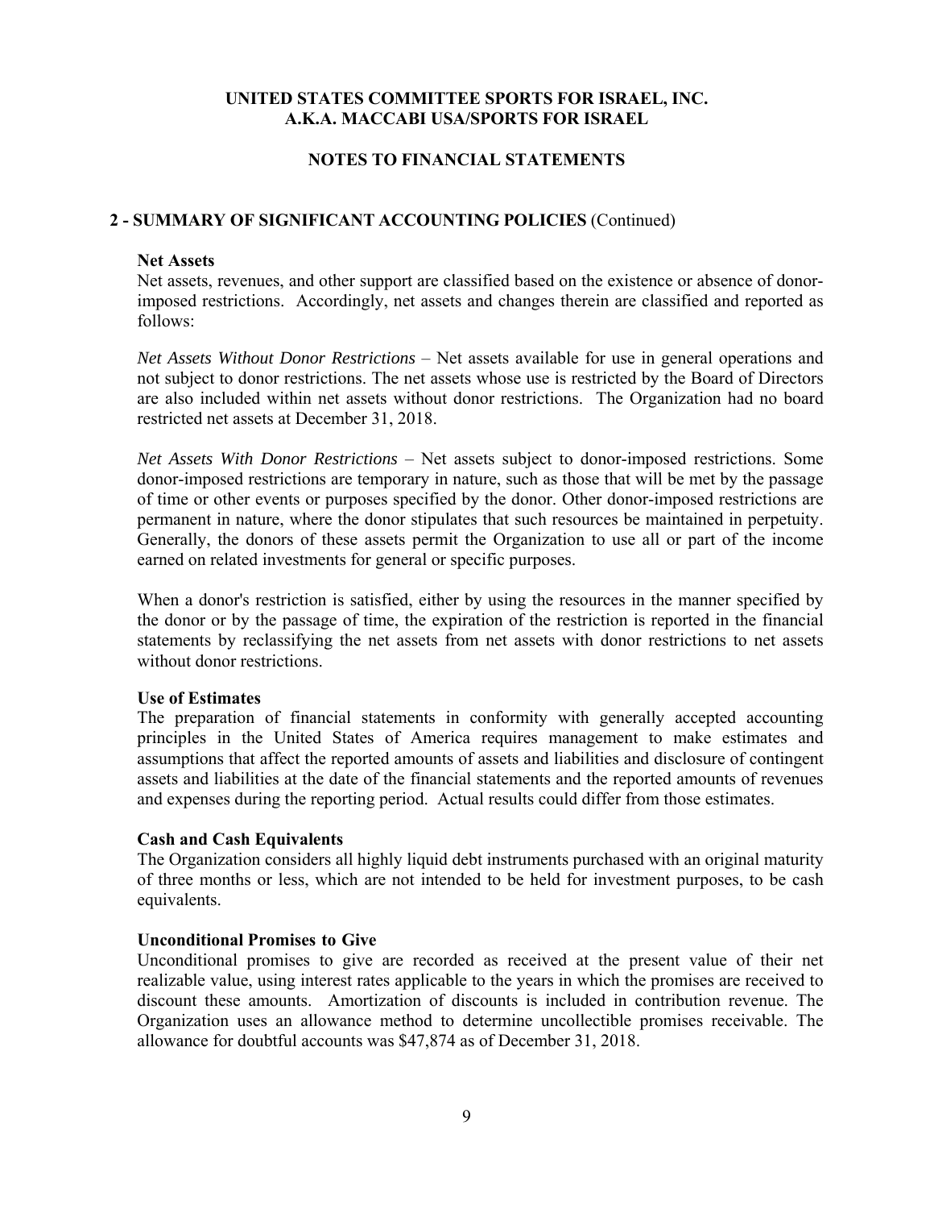**UNITED STATES COMMITTEE SPORTS FOR ISRAEL, INC.**
**A.K.A. MACCABI USA/SPORTS FOR ISRAEL**

**NOTES TO FINANCIAL STATEMENTS**

## 2 - SUMMARY OF SIGNIFICANT ACCOUNTING POLICIES (Continued)

**Net Assets**

Net assets, revenues, and other support are classified based on the existence or absence of donor-imposed restrictions. Accordingly, net assets and changes therein are classified and reported as follows:

*Net Assets Without Donor Restrictions* – Net assets available for use in general operations and not subject to donor restrictions. The net assets whose use is restricted by the Board of Directors are also included within net assets without donor restrictions. The Organization had no board restricted net assets at December 31, 2018.

*Net Assets With Donor Restrictions* – Net assets subject to donor-imposed restrictions. Some donor-imposed restrictions are temporary in nature, such as those that will be met by the passage of time or other events or purposes specified by the donor. Other donor-imposed restrictions are permanent in nature, where the donor stipulates that such resources be maintained in perpetuity. Generally, the donors of these assets permit the Organization to use all or part of the income earned on related investments for general or specific purposes.

When a donor's restriction is satisfied, either by using the resources in the manner specified by the donor or by the passage of time, the expiration of the restriction is reported in the financial statements by reclassifying the net assets from net assets with donor restrictions to net assets without donor restrictions.

**Use of Estimates**

The preparation of financial statements in conformity with generally accepted accounting principles in the United States of America requires management to make estimates and assumptions that affect the reported amounts of assets and liabilities and disclosure of contingent assets and liabilities at the date of the financial statements and the reported amounts of revenues and expenses during the reporting period. Actual results could differ from those estimates.

**Cash and Cash Equivalents**

The Organization considers all highly liquid debt instruments purchased with an original maturity of three months or less, which are not intended to be held for investment purposes, to be cash equivalents.

**Unconditional Promises to Give**

Unconditional promises to give are recorded as received at the present value of their net realizable value, using interest rates applicable to the years in which the promises are received to discount these amounts. Amortization of discounts is included in contribution revenue. The Organization uses an allowance method to determine uncollectible promises receivable. The allowance for doubtful accounts was $47,874 as of December 31, 2018.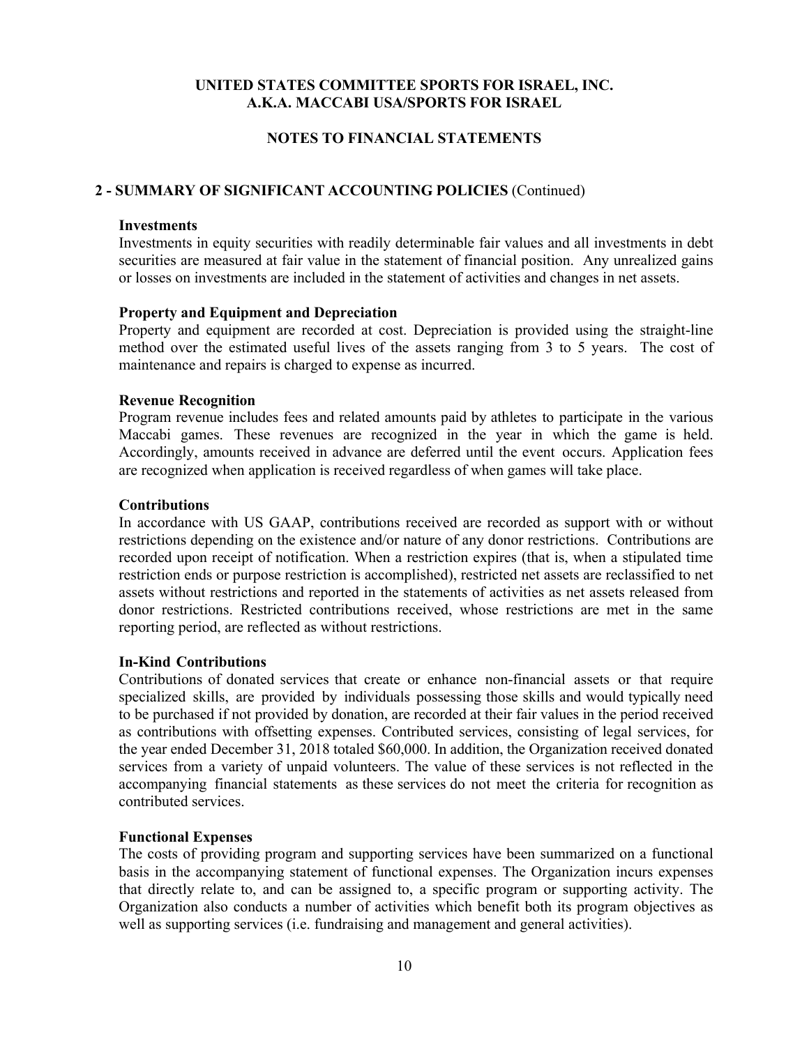**UNITED STATES COMMITTEE SPORTS FOR ISRAEL, INC.**
**A.K.A. MACCABI USA/SPORTS FOR ISRAEL**

**NOTES TO FINANCIAL STATEMENTS**

## 2 - SUMMARY OF SIGNIFICANT ACCOUNTING POLICIES (Continued)

### Investments

Investments in equity securities with readily determinable fair values and all investments in debt securities are measured at fair value in the statement of financial position. Any unrealized gains or losses on investments are included in the statement of activities and changes in net assets.

### Property and Equipment and Depreciation

Property and equipment are recorded at cost. Depreciation is provided using the straight-line method over the estimated useful lives of the assets ranging from 3 to 5 years. The cost of maintenance and repairs is charged to expense as incurred.

### Revenue Recognition

Program revenue includes fees and related amounts paid by athletes to participate in the various Maccabi games. These revenues are recognized in the year in which the game is held. Accordingly, amounts received in advance are deferred until the event occurs. Application fees are recognized when application is received regardless of when games will take place.

### Contributions

In accordance with US GAAP, contributions received are recorded as support with or without restrictions depending on the existence and/or nature of any donor restrictions. Contributions are recorded upon receipt of notification. When a restriction expires (that is, when a stipulated time restriction ends or purpose restriction is accomplished), restricted net assets are reclassified to net assets without restrictions and reported in the statements of activities as net assets released from donor restrictions. Restricted contributions received, whose restrictions are met in the same reporting period, are reflected as without restrictions.

### In-Kind Contributions

Contributions of donated services that create or enhance non-financial assets or that require specialized skills, are provided by individuals possessing those skills and would typically need to be purchased if not provided by donation, are recorded at their fair values in the period received as contributions with offsetting expenses. Contributed services, consisting of legal services, for the year ended December 31, 2018 totaled $60,000. In addition, the Organization received donated services from a variety of unpaid volunteers. The value of these services is not reflected in the accompanying financial statements as these services do not meet the criteria for recognition as contributed services.

### Functional Expenses

The costs of providing program and supporting services have been summarized on a functional basis in the accompanying statement of functional expenses. The Organization incurs expenses that directly relate to, and can be assigned to, a specific program or supporting activity. The Organization also conducts a number of activities which benefit both its program objectives as well as supporting services (i.e. fundraising and management and general activities).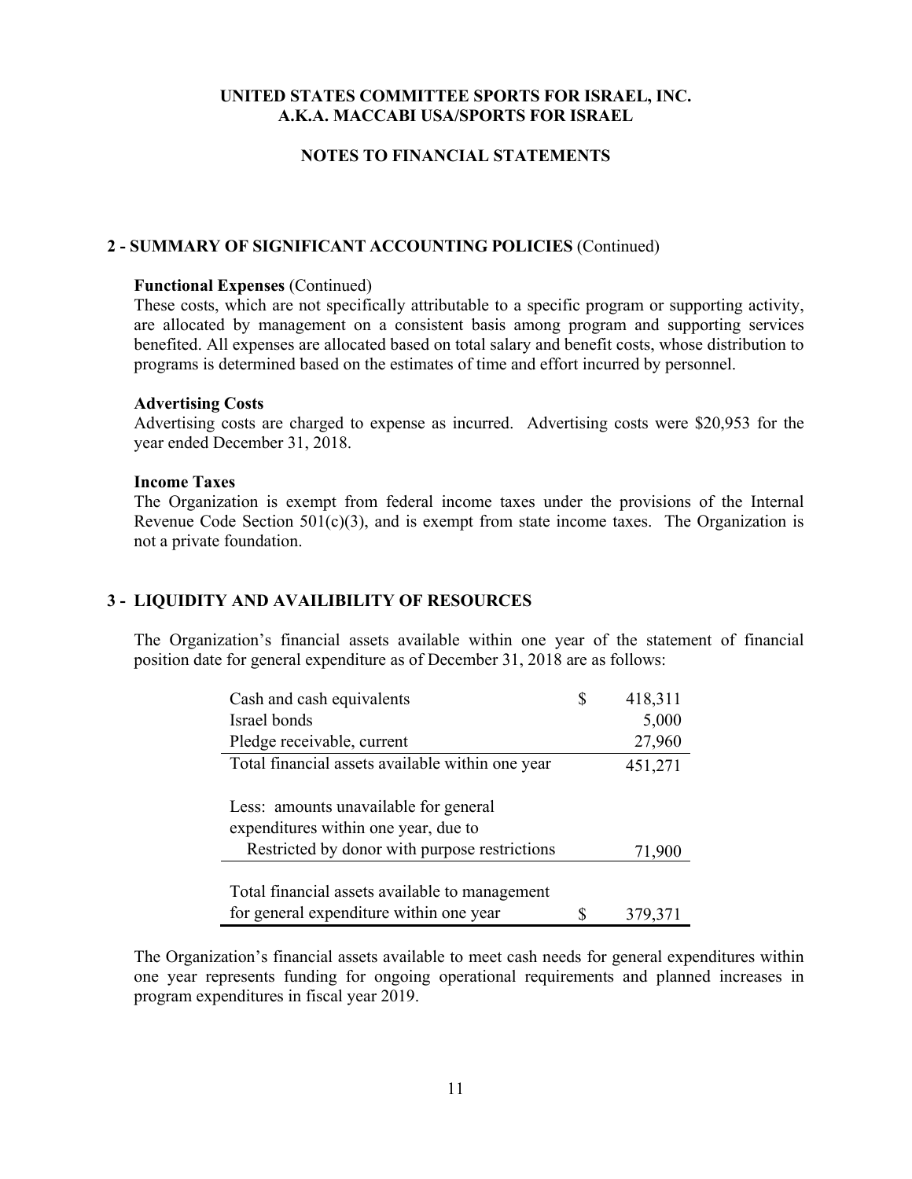# UNITED STATES COMMITTEE SPORTS FOR ISRAEL, INC.
# A.K.A. MACCABI USA/SPORTS FOR ISRAEL

## NOTES TO FINANCIAL STATEMENTS

### 2 - SUMMARY OF SIGNIFICANT ACCOUNTING POLICIES (Continued)

**Functional Expenses** (Continued)

These costs, which are not specifically attributable to a specific program or supporting activity, are allocated by management on a consistent basis among program and supporting services benefited. All expenses are allocated based on total salary and benefit costs, whose distribution to programs is determined based on the estimates of time and effort incurred by personnel.

**Advertising Costs**

Advertising costs are charged to expense as incurred. Advertising costs were $20,953 for the year ended December 31, 2018.

**Income Taxes**

The Organization is exempt from federal income taxes under the provisions of the Internal Revenue Code Section 501(c)(3), and is exempt from state income taxes. The Organization is not a private foundation.

### 3 - LIQUIDITY AND AVAILIBILITY OF RESOURCES

The Organization's financial assets available within one year of the statement of financial position date for general expenditure as of December 31, 2018 are as follows:

| | |
|---|---|
| Cash and cash equivalents | $ 418,311 |
| Israel bonds | 5,000 |
| Pledge receivable, current | 27,960 |
| Total financial assets available within one year | 451,271 |
| Less: amounts unavailable for general expenditures within one year, due to | |
| Restricted by donor with purpose restrictions | 71,900 |
| Total financial assets available to management for general expenditure within one year | $ 379,371 |

The Organization's financial assets available to meet cash needs for general expenditures within one year represents funding for ongoing operational requirements and planned increases in program expenditures in fiscal year 2019.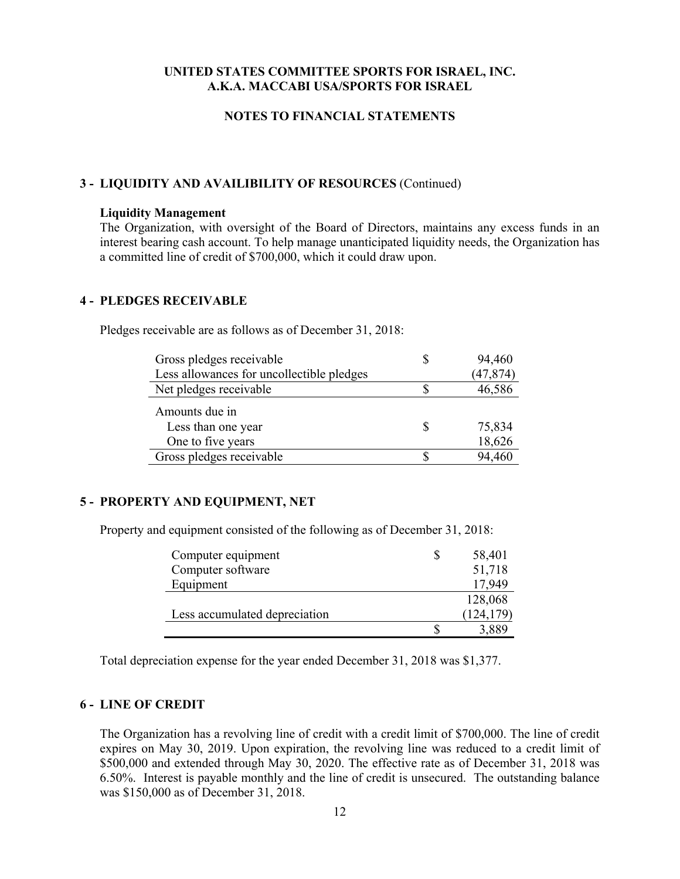**UNITED STATES COMMITTEE SPORTS FOR ISRAEL, INC.**
**A.K.A. MACCABI USA/SPORTS FOR ISRAEL**

**NOTES TO FINANCIAL STATEMENTS**

## 3 - LIQUIDITY AND AVAILIBILITY OF RESOURCES (Continued)

**Liquidity Management**

The Organization, with oversight of the Board of Directors, maintains any excess funds in an interest bearing cash account. To help manage unanticipated liquidity needs, the Organization has a committed line of credit of $700,000, which it could draw upon.

## 4 - PLEDGES RECEIVABLE

Pledges receivable are as follows as of December 31, 2018:

| | | |
|---|---|---|
| Gross pledges receivable | $ | 94,460 |
| Less allowances for uncollectible pledges | | (47,874) |
| Net pledges receivable | $ | 46,586 |
| Amounts due in | | |
| Less than one year | $ | 75,834 |
| One to five years | | 18,626 |
| Gross pledges receivable | $ | 94,460 |

## 5 - PROPERTY AND EQUIPMENT, NET

Property and equipment consisted of the following as of December 31, 2018:

| | | |
|---|---|---|
| Computer equipment | $ | 58,401 |
| Computer software | | 51,718 |
| Equipment | | 17,949 |
| | | 128,068 |
| Less accumulated depreciation | | (124,179) |
| | $ | 3,889 |

Total depreciation expense for the year ended December 31, 2018 was $1,377.

## 6 - LINE OF CREDIT

The Organization has a revolving line of credit with a credit limit of $700,000. The line of credit expires on May 30, 2019. Upon expiration, the revolving line was reduced to a credit limit of $500,000 and extended through May 30, 2020. The effective rate as of December 31, 2018 was 6.50%. Interest is payable monthly and the line of credit is unsecured. The outstanding balance was $150,000 as of December 31, 2018.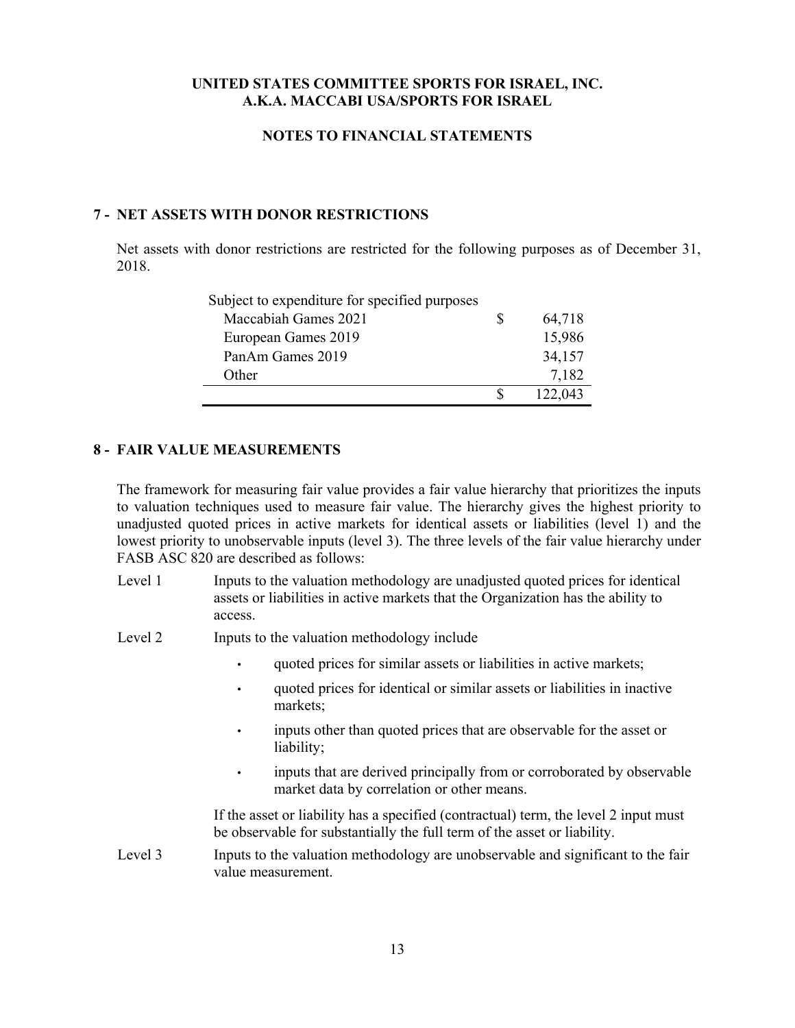**UNITED STATES COMMITTEE SPORTS FOR ISRAEL, INC.**
**A.K.A. MACCABI USA/SPORTS FOR ISRAEL**

**NOTES TO FINANCIAL STATEMENTS**

## 7 - NET ASSETS WITH DONOR RESTRICTIONS

Net assets with donor restrictions are restricted for the following purposes as of December 31, 2018.

| | | |
|---|---|---|
| Subject to expenditure for specified purposes | | |
| Maccabiah Games 2021 | $ | 64,718 |
| European Games 2019 | | 15,986 |
| PanAm Games 2019 | | 34,157 |
| Other | | 7,182 |
| | $ | 122,043 |

## 8 - FAIR VALUE MEASUREMENTS

The framework for measuring fair value provides a fair value hierarchy that prioritizes the inputs to valuation techniques used to measure fair value. The hierarchy gives the highest priority to unadjusted quoted prices in active markets for identical assets or liabilities (level 1) and the lowest priority to unobservable inputs (level 3). The three levels of the fair value hierarchy under FASB ASC 820 are described as follows:

Level 1 Inputs to the valuation methodology are unadjusted quoted prices for identical assets or liabilities in active markets that the Organization has the ability to access.

Level 2 Inputs to the valuation methodology include

- quoted prices for similar assets or liabilities in active markets;
- quoted prices for identical or similar assets or liabilities in inactive markets;
- inputs other than quoted prices that are observable for the asset or liability;
- inputs that are derived principally from or corroborated by observable market data by correlation or other means.

If the asset or liability has a specified (contractual) term, the level 2 input must be observable for substantially the full term of the asset or liability.

Level 3 Inputs to the valuation methodology are unobservable and significant to the fair value measurement.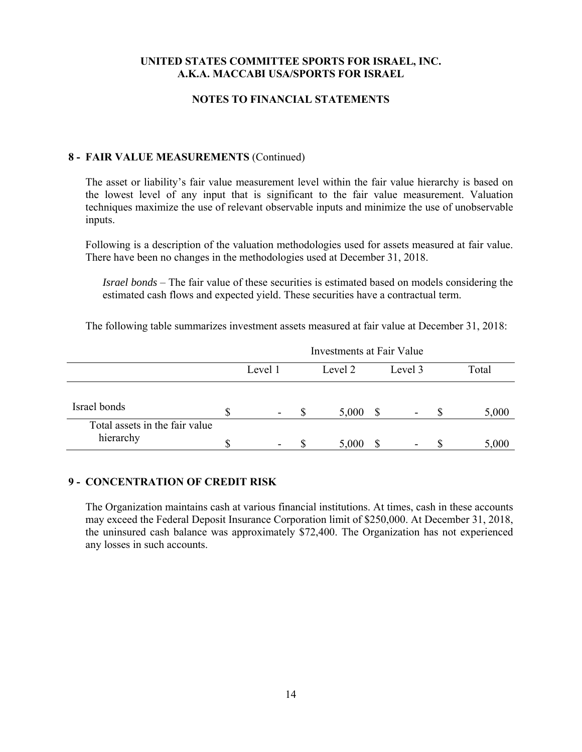**UNITED STATES COMMITTEE SPORTS FOR ISRAEL, INC.**
**A.K.A. MACCABI USA/SPORTS FOR ISRAEL**

**NOTES TO FINANCIAL STATEMENTS**

## 8 - FAIR VALUE MEASUREMENTS (Continued)

The asset or liability's fair value measurement level within the fair value hierarchy is based on the lowest level of any input that is significant to the fair value measurement. Valuation techniques maximize the use of relevant observable inputs and minimize the use of unobservable inputs.

Following is a description of the valuation methodologies used for assets measured at fair value. There have been no changes in the methodologies used at December 31, 2018.

*Israel bonds* – The fair value of these securities is estimated based on models considering the estimated cash flows and expected yield. These securities have a contractual term.

The following table summarizes investment assets measured at fair value at December 31, 2018:

| | Investments at Fair Value | | | |
|---|---|---|---|---|
| | Level 1 | Level 2 | Level 3 | Total |
| Israel bonds | $ - | $ 5,000 | $ - | $ 5,000 |
| Total assets in the fair value hierarchy | $ - | $ 5,000 | $ - | $ 5,000 |

## 9 - CONCENTRATION OF CREDIT RISK

The Organization maintains cash at various financial institutions. At times, cash in these accounts may exceed the Federal Deposit Insurance Corporation limit of $250,000. At December 31, 2018, the uninsured cash balance was approximately $72,400. The Organization has not experienced any losses in such accounts.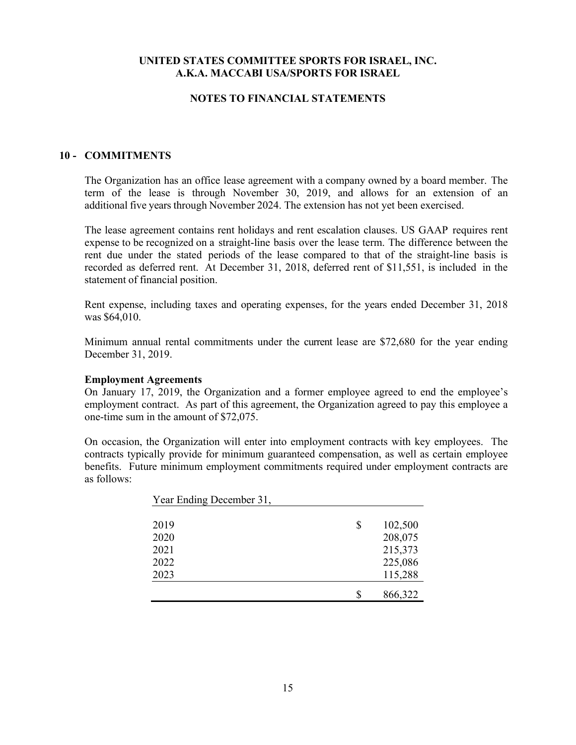# UNITED STATES COMMITTEE SPORTS FOR ISRAEL, INC.
# A.K.A. MACCABI USA/SPORTS FOR ISRAEL

## NOTES TO FINANCIAL STATEMENTS

### 10 - COMMITMENTS

The Organization has an office lease agreement with a company owned by a board member. The term of the lease is through November 30, 2019, and allows for an extension of an additional five years through November 2024. The extension has not yet been exercised.

The lease agreement contains rent holidays and rent escalation clauses. US GAAP requires rent expense to be recognized on a straight-line basis over the lease term. The difference between the rent due under the stated periods of the lease compared to that of the straight-line basis is recorded as deferred rent. At December 31, 2018, deferred rent of $11,551, is included in the statement of financial position.

Rent expense, including taxes and operating expenses, for the years ended December 31, 2018 was $64,010.

Minimum annual rental commitments under the current lease are $72,680 for the year ending December 31, 2019.

**Employment Agreements**

On January 17, 2019, the Organization and a former employee agreed to end the employee's employment contract. As part of this agreement, the Organization agreed to pay this employee a one-time sum in the amount of $72,075.

On occasion, the Organization will enter into employment contracts with key employees. The contracts typically provide for minimum guaranteed compensation, as well as certain employee benefits. Future minimum employment commitments required under employment contracts are as follows:

| Year Ending December 31, | | |
|---|---|---|
| 2019 | $ | 102,500 |
| 2020 | | 208,075 |
| 2021 | | 215,373 |
| 2022 | | 225,086 |
| 2023 | | 115,288 |
| | $ | 866,322 |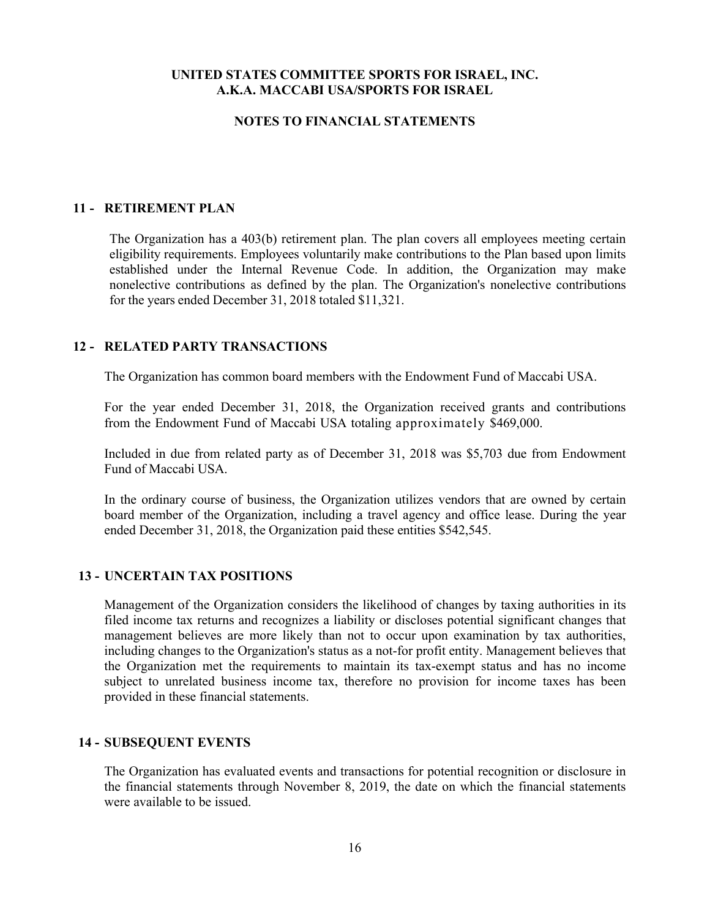**UNITED STATES COMMITTEE SPORTS FOR ISRAEL, INC.**
**A.K.A. MACCABI USA/SPORTS FOR ISRAEL**

**NOTES TO FINANCIAL STATEMENTS**

## 11 - RETIREMENT PLAN

The Organization has a 403(b) retirement plan. The plan covers all employees meeting certain eligibility requirements. Employees voluntarily make contributions to the Plan based upon limits established under the Internal Revenue Code. In addition, the Organization may make nonelective contributions as defined by the plan. The Organization's nonelective contributions for the years ended December 31, 2018 totaled $11,321.

## 12 - RELATED PARTY TRANSACTIONS

The Organization has common board members with the Endowment Fund of Maccabi USA.

For the year ended December 31, 2018, the Organization received grants and contributions from the Endowment Fund of Maccabi USA totaling approximately $469,000.

Included in due from related party as of December 31, 2018 was $5,703 due from Endowment Fund of Maccabi USA.

In the ordinary course of business, the Organization utilizes vendors that are owned by certain board member of the Organization, including a travel agency and office lease. During the year ended December 31, 2018, the Organization paid these entities $542,545.

## 13 - UNCERTAIN TAX POSITIONS

Management of the Organization considers the likelihood of changes by taxing authorities in its filed income tax returns and recognizes a liability or discloses potential significant changes that management believes are more likely than not to occur upon examination by tax authorities, including changes to the Organization's status as a not-for profit entity. Management believes that the Organization met the requirements to maintain its tax-exempt status and has no income subject to unrelated business income tax, therefore no provision for income taxes has been provided in these financial statements.

## 14 - SUBSEQUENT EVENTS

The Organization has evaluated events and transactions for potential recognition or disclosure in the financial statements through November 8, 2019, the date on which the financial statements were available to be issued.